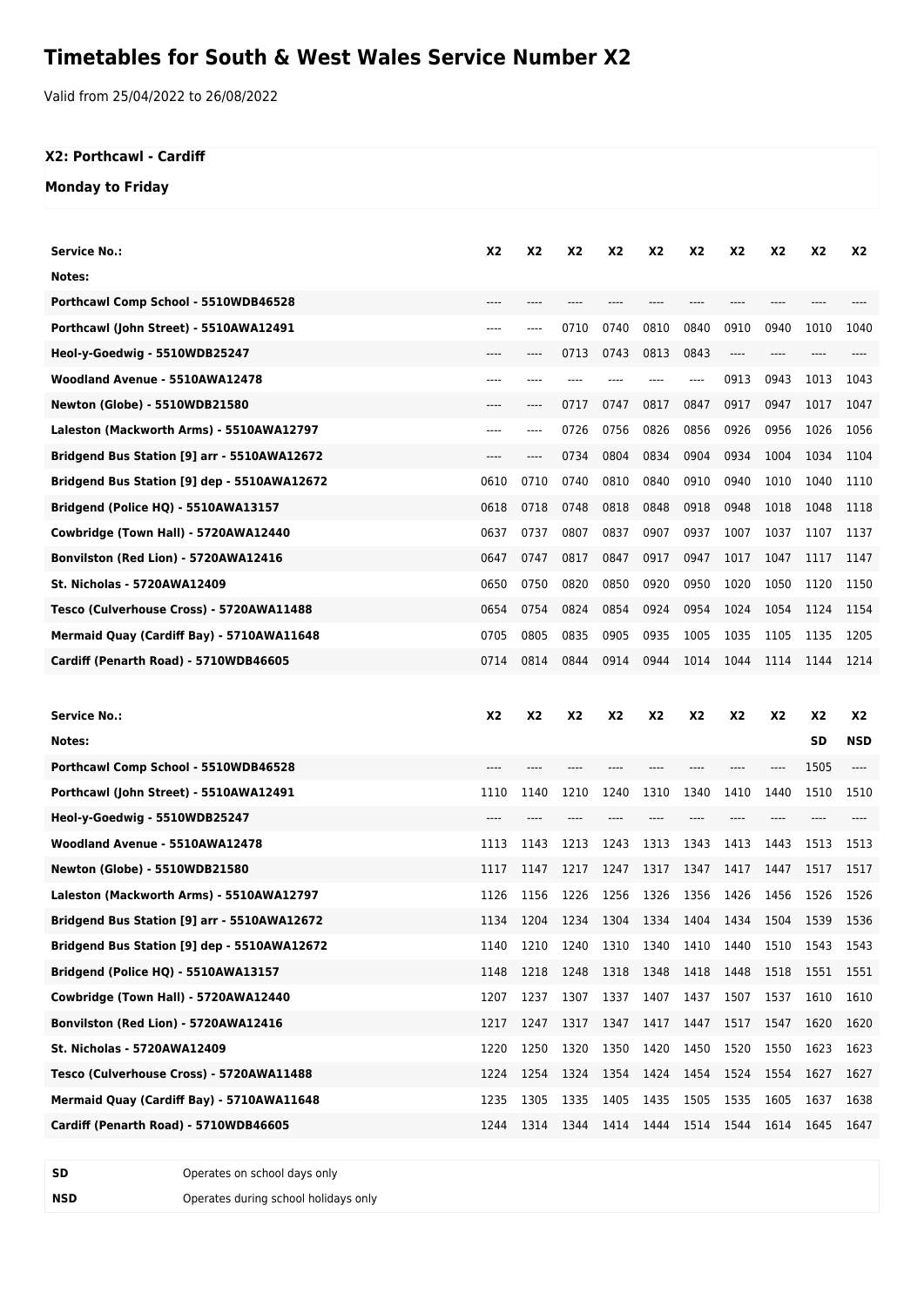# Timetables for South & West Wales Service Number X2

Valid from 25/04/2022 to 26/08/2022

### X2: Porthcawl - Cardiff

### Monday to Friday

| Service No.: | X2 | X2 | X2 | X2 | X2 | X2 | X2 | X2 | X2 | X2 |
|---|---|---|---|---|---|---|---|---|---|---|
| Notes: | | | | | | | | | | |
| Porthcawl Comp School - 5510WDB46528 | ---- | ---- | ---- | ---- | ---- | ---- | ---- | ---- | ---- | ---- |
| Porthcawl (John Street) - 5510AWA12491 | ---- | ---- | 0710 | 0740 | 0810 | 0840 | 0910 | 0940 | 1010 | 1040 |
| Heol-y-Goedwig - 5510WDB25247 | ---- | ---- | 0713 | 0743 | 0813 | 0843 | ---- | ---- | ---- | ---- |
| Woodland Avenue - 5510AWA12478 | ---- | ---- | ---- | ---- | ---- | ---- | 0913 | 0943 | 1013 | 1043 |
| Newton (Globe) - 5510WDB21580 | ---- | ---- | 0717 | 0747 | 0817 | 0847 | 0917 | 0947 | 1017 | 1047 |
| Laleston (Mackworth Arms) - 5510AWA12797 | ---- | ---- | 0726 | 0756 | 0826 | 0856 | 0926 | 0956 | 1026 | 1056 |
| Bridgend Bus Station [9] arr - 5510AWA12672 | ---- | ---- | 0734 | 0804 | 0834 | 0904 | 0934 | 1004 | 1034 | 1104 |
| Bridgend Bus Station [9] dep - 5510AWA12672 | 0610 | 0710 | 0740 | 0810 | 0840 | 0910 | 0940 | 1010 | 1040 | 1110 |
| Bridgend (Police HQ) - 5510AWA13157 | 0618 | 0718 | 0748 | 0818 | 0848 | 0918 | 0948 | 1018 | 1048 | 1118 |
| Cowbridge (Town Hall) - 5720AWA12440 | 0637 | 0737 | 0807 | 0837 | 0907 | 0937 | 1007 | 1037 | 1107 | 1137 |
| Bonvilston (Red Lion) - 5720AWA12416 | 0647 | 0747 | 0817 | 0847 | 0917 | 0947 | 1017 | 1047 | 1117 | 1147 |
| St. Nicholas - 5720AWA12409 | 0650 | 0750 | 0820 | 0850 | 0920 | 0950 | 1020 | 1050 | 1120 | 1150 |
| Tesco (Culverhouse Cross) - 5720AWA11488 | 0654 | 0754 | 0824 | 0854 | 0924 | 0954 | 1024 | 1054 | 1124 | 1154 |
| Mermaid Quay (Cardiff Bay) - 5710AWA11648 | 0705 | 0805 | 0835 | 0905 | 0935 | 1005 | 1035 | 1105 | 1135 | 1205 |
| Cardiff (Penarth Road) - 5710WDB46605 | 0714 | 0814 | 0844 | 0914 | 0944 | 1014 | 1044 | 1114 | 1144 | 1214 |

| Service No.: | X2 | X2 | X2 | X2 | X2 | X2 | X2 | X2 | X2 | X2 |
|---|---|---|---|---|---|---|---|---|---|---|
| Notes: | | | | | | | | | SD | NSD |
| Porthcawl Comp School - 5510WDB46528 | ---- | ---- | ---- | ---- | ---- | ---- | ---- | ---- | 1505 | ---- |
| Porthcawl (John Street) - 5510AWA12491 | 1110 | 1140 | 1210 | 1240 | 1310 | 1340 | 1410 | 1440 | 1510 | 1510 |
| Heol-y-Goedwig - 5510WDB25247 | ---- | ---- | ---- | ---- | ---- | ---- | ---- | ---- | ---- | ---- |
| Woodland Avenue - 5510AWA12478 | 1113 | 1143 | 1213 | 1243 | 1313 | 1343 | 1413 | 1443 | 1513 | 1513 |
| Newton (Globe) - 5510WDB21580 | 1117 | 1147 | 1217 | 1247 | 1317 | 1347 | 1417 | 1447 | 1517 | 1517 |
| Laleston (Mackworth Arms) - 5510AWA12797 | 1126 | 1156 | 1226 | 1256 | 1326 | 1356 | 1426 | 1456 | 1526 | 1526 |
| Bridgend Bus Station [9] arr - 5510AWA12672 | 1134 | 1204 | 1234 | 1304 | 1334 | 1404 | 1434 | 1504 | 1539 | 1536 |
| Bridgend Bus Station [9] dep - 5510AWA12672 | 1140 | 1210 | 1240 | 1310 | 1340 | 1410 | 1440 | 1510 | 1543 | 1543 |
| Bridgend (Police HQ) - 5510AWA13157 | 1148 | 1218 | 1248 | 1318 | 1348 | 1418 | 1448 | 1518 | 1551 | 1551 |
| Cowbridge (Town Hall) - 5720AWA12440 | 1207 | 1237 | 1307 | 1337 | 1407 | 1437 | 1507 | 1537 | 1610 | 1610 |
| Bonvilston (Red Lion) - 5720AWA12416 | 1217 | 1247 | 1317 | 1347 | 1417 | 1447 | 1517 | 1547 | 1620 | 1620 |
| St. Nicholas - 5720AWA12409 | 1220 | 1250 | 1320 | 1350 | 1420 | 1450 | 1520 | 1550 | 1623 | 1623 |
| Tesco (Culverhouse Cross) - 5720AWA11488 | 1224 | 1254 | 1324 | 1354 | 1424 | 1454 | 1524 | 1554 | 1627 | 1627 |
| Mermaid Quay (Cardiff Bay) - 5710AWA11648 | 1235 | 1305 | 1335 | 1405 | 1435 | 1505 | 1535 | 1605 | 1637 | 1638 |
| Cardiff (Penarth Road) - 5710WDB46605 | 1244 | 1314 | 1344 | 1414 | 1444 | 1514 | 1544 | 1614 | 1645 | 1647 |

| | |
|---|---|
| SD | Operates on school days only |
| NSD | Operates during school holidays only |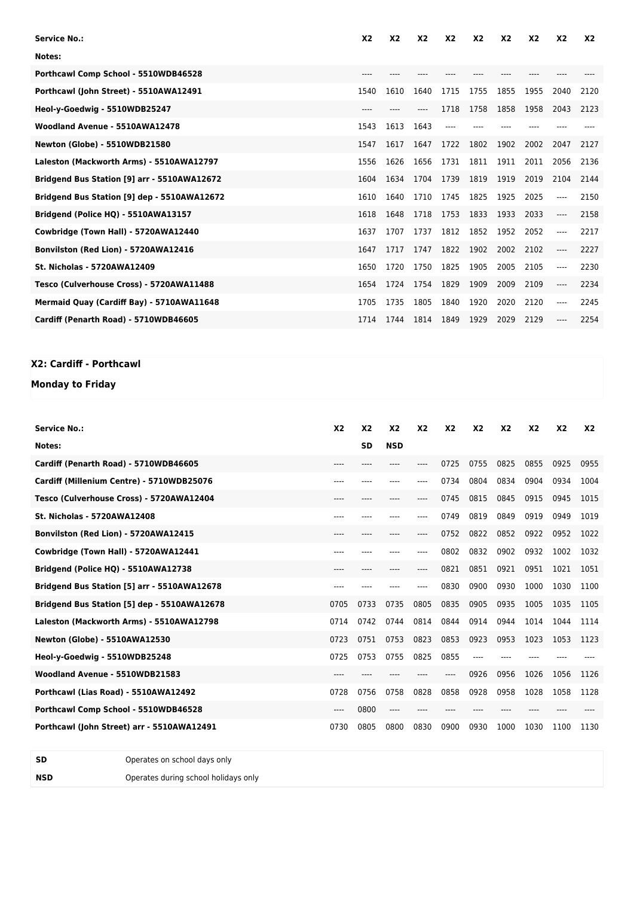| Service No.: | X2 | X2 | X2 | X2 | X2 | X2 | X2 | X2 | X2 |
|---|---|---|---|---|---|---|---|---|---|
| Notes: | | | | | | | | | |
| Porthcawl Comp School - 5510WDB46528 | ---- | ---- | ---- | ---- | ---- | ---- | ---- | ---- | ---- |
| Porthcawl (John Street) - 5510AWA12491 | 1540 | 1610 | 1640 | 1715 | 1755 | 1855 | 1955 | 2040 | 2120 |
| Heol-y-Goedwig - 5510WDB25247 | ---- | ---- | ---- | 1718 | 1758 | 1858 | 1958 | 2043 | 2123 |
| Woodland Avenue - 5510AWA12478 | 1543 | 1613 | 1643 | ---- | ---- | ---- | ---- | ---- | ---- |
| Newton (Globe) - 5510WDB21580 | 1547 | 1617 | 1647 | 1722 | 1802 | 1902 | 2002 | 2047 | 2127 |
| Laleston (Mackworth Arms) - 5510AWA12797 | 1556 | 1626 | 1656 | 1731 | 1811 | 1911 | 2011 | 2056 | 2136 |
| Bridgend Bus Station [9] arr - 5510AWA12672 | 1604 | 1634 | 1704 | 1739 | 1819 | 1919 | 2019 | 2104 | 2144 |
| Bridgend Bus Station [9] dep - 5510AWA12672 | 1610 | 1640 | 1710 | 1745 | 1825 | 1925 | 2025 | ---- | 2150 |
| Bridgend (Police HQ) - 5510AWA13157 | 1618 | 1648 | 1718 | 1753 | 1833 | 1933 | 2033 | ---- | 2158 |
| Cowbridge (Town Hall) - 5720AWA12440 | 1637 | 1707 | 1737 | 1812 | 1852 | 1952 | 2052 | ---- | 2217 |
| Bonvilston (Red Lion) - 5720AWA12416 | 1647 | 1717 | 1747 | 1822 | 1902 | 2002 | 2102 | ---- | 2227 |
| St. Nicholas - 5720AWA12409 | 1650 | 1720 | 1750 | 1825 | 1905 | 2005 | 2105 | ---- | 2230 |
| Tesco (Culverhouse Cross) - 5720AWA11488 | 1654 | 1724 | 1754 | 1829 | 1909 | 2009 | 2109 | ---- | 2234 |
| Mermaid Quay (Cardiff Bay) - 5710AWA11648 | 1705 | 1735 | 1805 | 1840 | 1920 | 2020 | 2120 | ---- | 2245 |
| Cardiff (Penarth Road) - 5710WDB46605 | 1714 | 1744 | 1814 | 1849 | 1929 | 2029 | 2129 | ---- | 2254 |

## X2: Cardiff - Porthcawl

## Monday to Friday

| Service No.: | X2 | X2 | X2 | X2 | X2 | X2 | X2 | X2 | X2 | X2 |
|---|---|---|---|---|---|---|---|---|---|---|
| Notes: | | SD | NSD | | | | | | | |
| Cardiff (Penarth Road) - 5710WDB46605 | ---- | ---- | ---- | ---- | 0725 | 0755 | 0825 | 0855 | 0925 | 0955 |
| Cardiff (Millenium Centre) - 5710WDB25076 | ---- | ---- | ---- | ---- | 0734 | 0804 | 0834 | 0904 | 0934 | 1004 |
| Tesco (Culverhouse Cross) - 5720AWA12404 | ---- | ---- | ---- | ---- | 0745 | 0815 | 0845 | 0915 | 0945 | 1015 |
| St. Nicholas - 5720AWA12408 | ---- | ---- | ---- | ---- | 0749 | 0819 | 0849 | 0919 | 0949 | 1019 |
| Bonvilston (Red Lion) - 5720AWA12415 | ---- | ---- | ---- | ---- | 0752 | 0822 | 0852 | 0922 | 0952 | 1022 |
| Cowbridge (Town Hall) - 5720AWA12441 | ---- | ---- | ---- | ---- | 0802 | 0832 | 0902 | 0932 | 1002 | 1032 |
| Bridgend (Police HQ) - 5510AWA12738 | ---- | ---- | ---- | ---- | 0821 | 0851 | 0921 | 0951 | 1021 | 1051 |
| Bridgend Bus Station [5] arr - 5510AWA12678 | ---- | ---- | ---- | ---- | 0830 | 0900 | 0930 | 1000 | 1030 | 1100 |
| Bridgend Bus Station [5] dep - 5510AWA12678 | 0705 | 0733 | 0735 | 0805 | 0835 | 0905 | 0935 | 1005 | 1035 | 1105 |
| Laleston (Mackworth Arms) - 5510AWA12798 | 0714 | 0742 | 0744 | 0814 | 0844 | 0914 | 0944 | 1014 | 1044 | 1114 |
| Newton (Globe) - 5510AWA12530 | 0723 | 0751 | 0753 | 0823 | 0853 | 0923 | 0953 | 1023 | 1053 | 1123 |
| Heol-y-Goedwig - 5510WDB25248 | 0725 | 0753 | 0755 | 0825 | 0855 | ---- | ---- | ---- | ---- | ---- |
| Woodland Avenue - 5510WDB21583 | ---- | ---- | ---- | ---- | ---- | 0926 | 0956 | 1026 | 1056 | 1126 |
| Porthcawl (Lias Road) - 5510AWA12492 | 0728 | 0756 | 0758 | 0828 | 0858 | 0928 | 0958 | 1028 | 1058 | 1128 |
| Porthcawl Comp School - 5510WDB46528 | ---- | 0800 | ---- | ---- | ---- | ---- | ---- | ---- | ---- | ---- |
| Porthcawl (John Street) arr - 5510AWA12491 | 0730 | 0805 | 0800 | 0830 | 0900 | 0930 | 1000 | 1030 | 1100 | 1130 |

| | |
|---|---|
| SD | Operates on school days only |
| NSD | Operates during school holidays only |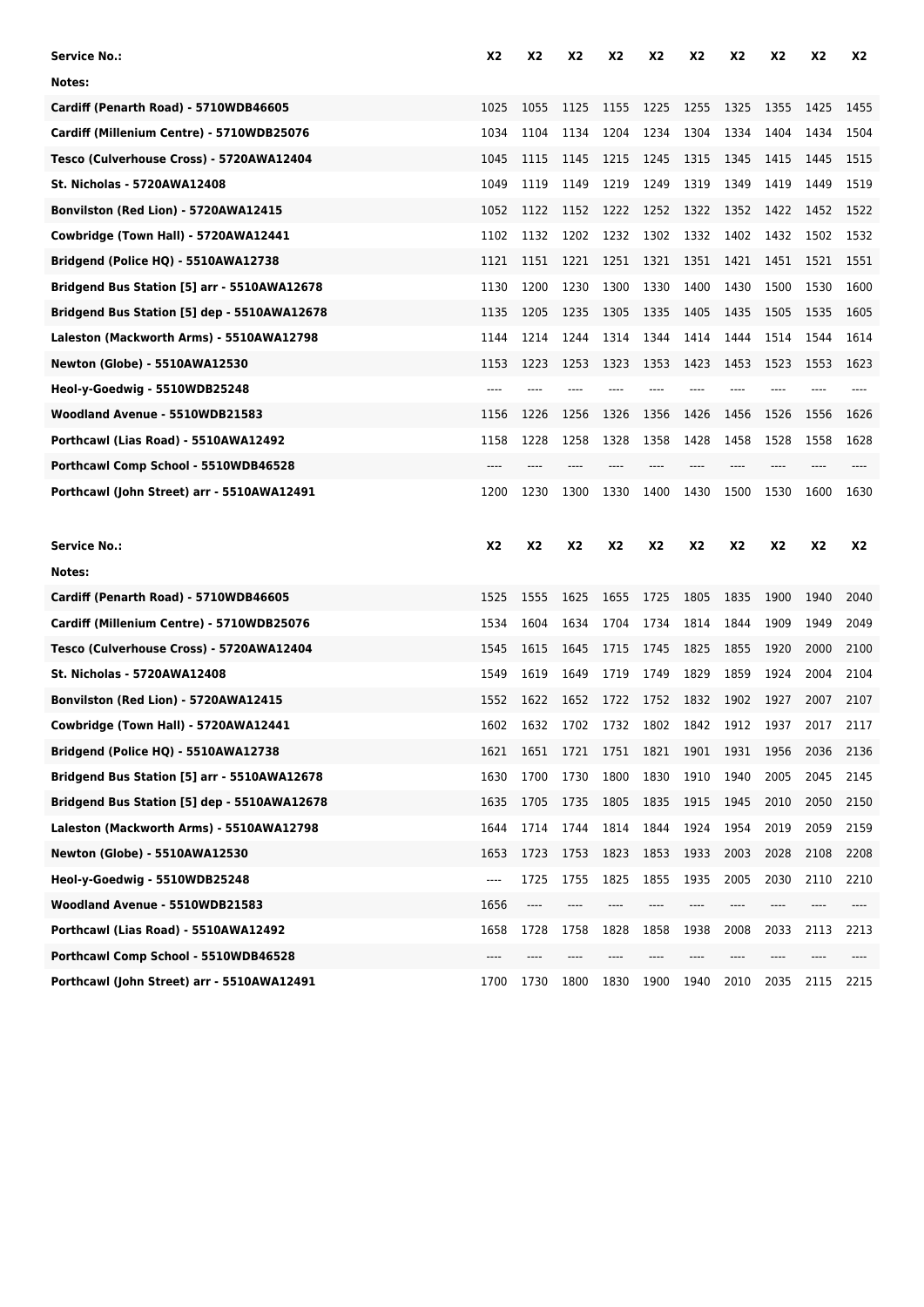| Service No.: | X2 | X2 | X2 | X2 | X2 | X2 | X2 | X2 | X2 | X2 |
|---|---|---|---|---|---|---|---|---|---|---|
| Notes: | | | | | | | | | | |
| Cardiff (Penarth Road) - 5710WDB46605 | 1025 | 1055 | 1125 | 1155 | 1225 | 1255 | 1325 | 1355 | 1425 | 1455 |
| Cardiff (Millenium Centre) - 5710WDB25076 | 1034 | 1104 | 1134 | 1204 | 1234 | 1304 | 1334 | 1404 | 1434 | 1504 |
| Tesco (Culverhouse Cross) - 5720AWA12404 | 1045 | 1115 | 1145 | 1215 | 1245 | 1315 | 1345 | 1415 | 1445 | 1515 |
| St. Nicholas - 5720AWA12408 | 1049 | 1119 | 1149 | 1219 | 1249 | 1319 | 1349 | 1419 | 1449 | 1519 |
| Bonvilston (Red Lion) - 5720AWA12415 | 1052 | 1122 | 1152 | 1222 | 1252 | 1322 | 1352 | 1422 | 1452 | 1522 |
| Cowbridge (Town Hall) - 5720AWA12441 | 1102 | 1132 | 1202 | 1232 | 1302 | 1332 | 1402 | 1432 | 1502 | 1532 |
| Bridgend (Police HQ) - 5510AWA12738 | 1121 | 1151 | 1221 | 1251 | 1321 | 1351 | 1421 | 1451 | 1521 | 1551 |
| Bridgend Bus Station [5] arr - 5510AWA12678 | 1130 | 1200 | 1230 | 1300 | 1330 | 1400 | 1430 | 1500 | 1530 | 1600 |
| Bridgend Bus Station [5] dep - 5510AWA12678 | 1135 | 1205 | 1235 | 1305 | 1335 | 1405 | 1435 | 1505 | 1535 | 1605 |
| Laleston (Mackworth Arms) - 5510AWA12798 | 1144 | 1214 | 1244 | 1314 | 1344 | 1414 | 1444 | 1514 | 1544 | 1614 |
| Newton (Globe) - 5510AWA12530 | 1153 | 1223 | 1253 | 1323 | 1353 | 1423 | 1453 | 1523 | 1553 | 1623 |
| Heol-y-Goedwig - 5510WDB25248 | ---- | ---- | ---- | ---- | ---- | ---- | ---- | ---- | ---- | ---- |
| Woodland Avenue - 5510WDB21583 | 1156 | 1226 | 1256 | 1326 | 1356 | 1426 | 1456 | 1526 | 1556 | 1626 |
| Porthcawl (Lias Road) - 5510AWA12492 | 1158 | 1228 | 1258 | 1328 | 1358 | 1428 | 1458 | 1528 | 1558 | 1628 |
| Porthcawl Comp School - 5510WDB46528 | ---- | ---- | ---- | ---- | ---- | ---- | ---- | ---- | ---- | ---- |
| Porthcawl (John Street) arr - 5510AWA12491 | 1200 | 1230 | 1300 | 1330 | 1400 | 1430 | 1500 | 1530 | 1600 | 1630 |

| Service No.: | X2 | X2 | X2 | X2 | X2 | X2 | X2 | X2 | X2 | X2 |
|---|---|---|---|---|---|---|---|---|---|---|
| Notes: | | | | | | | | | | |
| Cardiff (Penarth Road) - 5710WDB46605 | 1525 | 1555 | 1625 | 1655 | 1725 | 1805 | 1835 | 1900 | 1940 | 2040 |
| Cardiff (Millenium Centre) - 5710WDB25076 | 1534 | 1604 | 1634 | 1704 | 1734 | 1814 | 1844 | 1909 | 1949 | 2049 |
| Tesco (Culverhouse Cross) - 5720AWA12404 | 1545 | 1615 | 1645 | 1715 | 1745 | 1825 | 1855 | 1920 | 2000 | 2100 |
| St. Nicholas - 5720AWA12408 | 1549 | 1619 | 1649 | 1719 | 1749 | 1829 | 1859 | 1924 | 2004 | 2104 |
| Bonvilston (Red Lion) - 5720AWA12415 | 1552 | 1622 | 1652 | 1722 | 1752 | 1832 | 1902 | 1927 | 2007 | 2107 |
| Cowbridge (Town Hall) - 5720AWA12441 | 1602 | 1632 | 1702 | 1732 | 1802 | 1842 | 1912 | 1937 | 2017 | 2117 |
| Bridgend (Police HQ) - 5510AWA12738 | 1621 | 1651 | 1721 | 1751 | 1821 | 1901 | 1931 | 1956 | 2036 | 2136 |
| Bridgend Bus Station [5] arr - 5510AWA12678 | 1630 | 1700 | 1730 | 1800 | 1830 | 1910 | 1940 | 2005 | 2045 | 2145 |
| Bridgend Bus Station [5] dep - 5510AWA12678 | 1635 | 1705 | 1735 | 1805 | 1835 | 1915 | 1945 | 2010 | 2050 | 2150 |
| Laleston (Mackworth Arms) - 5510AWA12798 | 1644 | 1714 | 1744 | 1814 | 1844 | 1924 | 1954 | 2019 | 2059 | 2159 |
| Newton (Globe) - 5510AWA12530 | 1653 | 1723 | 1753 | 1823 | 1853 | 1933 | 2003 | 2028 | 2108 | 2208 |
| Heol-y-Goedwig - 5510WDB25248 | ---- | 1725 | 1755 | 1825 | 1855 | 1935 | 2005 | 2030 | 2110 | 2210 |
| Woodland Avenue - 5510WDB21583 | 1656 | ---- | ---- | ---- | ---- | ---- | ---- | ---- | ---- | ---- |
| Porthcawl (Lias Road) - 5510AWA12492 | 1658 | 1728 | 1758 | 1828 | 1858 | 1938 | 2008 | 2033 | 2113 | 2213 |
| Porthcawl Comp School - 5510WDB46528 | ---- | ---- | ---- | ---- | ---- | ---- | ---- | ---- | ---- | ---- |
| Porthcawl (John Street) arr - 5510AWA12491 | 1700 | 1730 | 1800 | 1830 | 1900 | 1940 | 2010 | 2035 | 2115 | 2215 |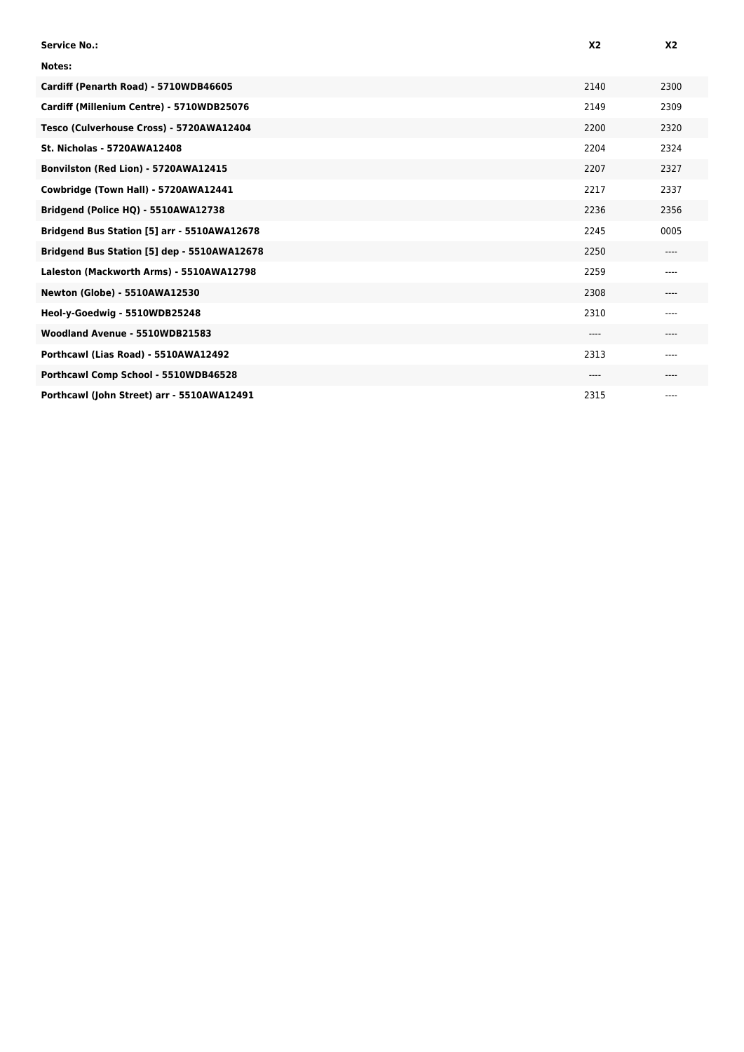| Service No.: | X2 | X2 |
| --- | --- | --- |
| Notes: | | |
| Cardiff (Penarth Road) - 5710WDB46605 | 2140 | 2300 |
| Cardiff (Millenium Centre) - 5710WDB25076 | 2149 | 2309 |
| Tesco (Culverhouse Cross) - 5720AWA12404 | 2200 | 2320 |
| St. Nicholas - 5720AWA12408 | 2204 | 2324 |
| Bonvilston (Red Lion) - 5720AWA12415 | 2207 | 2327 |
| Cowbridge (Town Hall) - 5720AWA12441 | 2217 | 2337 |
| Bridgend (Police HQ) - 5510AWA12738 | 2236 | 2356 |
| Bridgend Bus Station [5] arr - 5510AWA12678 | 2245 | 0005 |
| Bridgend Bus Station [5] dep - 5510AWA12678 | 2250 | ---- |
| Laleston (Mackworth Arms) - 5510AWA12798 | 2259 | ---- |
| Newton (Globe) - 5510AWA12530 | 2308 | ---- |
| Heol-y-Goedwig - 5510WDB25248 | 2310 | ---- |
| Woodland Avenue - 5510WDB21583 | ---- | ---- |
| Porthcawl (Lias Road) - 5510AWA12492 | 2313 | ---- |
| Porthcawl Comp School - 5510WDB46528 | ---- | ---- |
| Porthcawl (John Street) arr - 5510AWA12491 | 2315 | ---- |